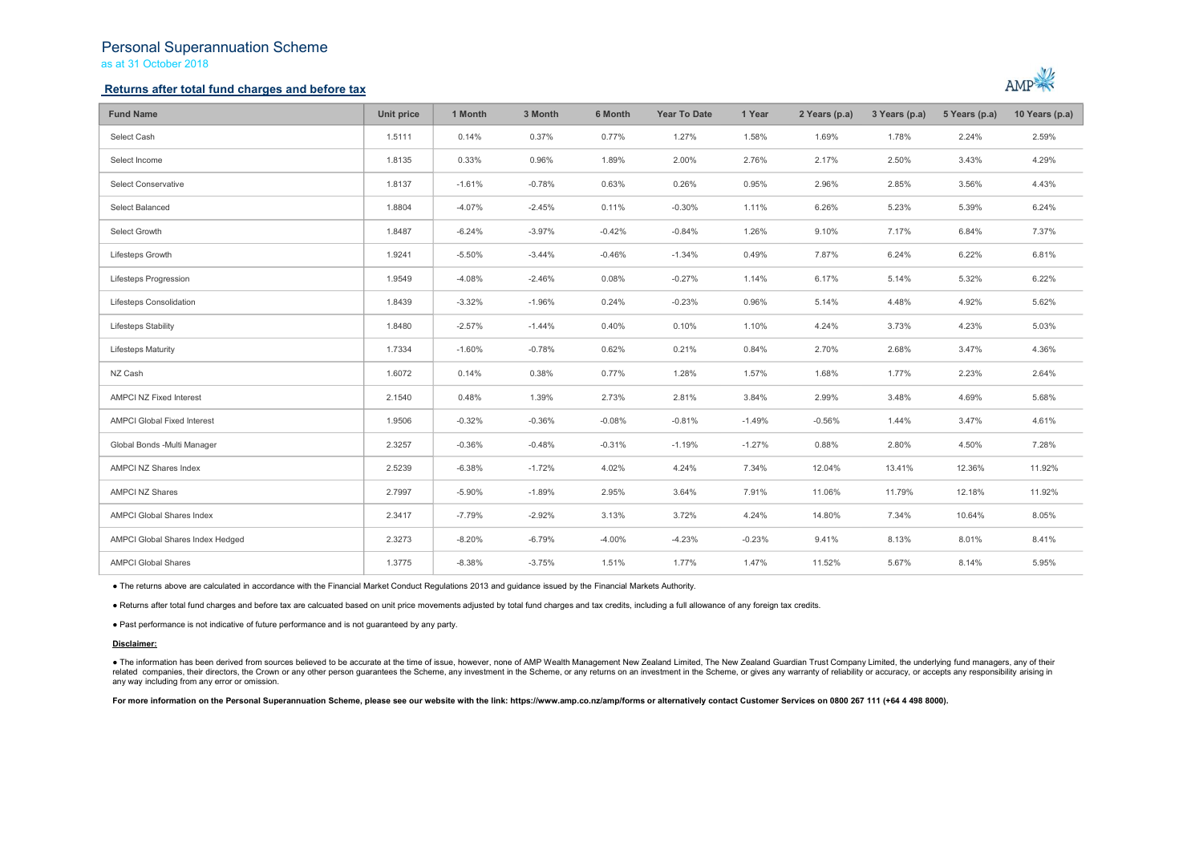# Personal Superannuation Scheme

as at 31 October 2018

## Returns after total fund charges and before tax

| Fund Name | Unit price | 1 Month | 3 Month | 6 Month | Year To Date | 1 Year | 2 Years (p.a) | 3 Years (p.a) | 5 Years (p.a) | 10 Years (p.a) |
|---|---|---|---|---|---|---|---|---|---|---|
| Select Cash | 1.5111 | 0.14% | 0.37% | 0.77% | 1.27% | 1.58% | 1.69% | 1.78% | 2.24% | 2.59% |
| Select Income | 1.8135 | 0.33% | 0.96% | 1.89% | 2.00% | 2.76% | 2.17% | 2.50% | 3.43% | 4.29% |
| Select Conservative | 1.8137 | -1.61% | -0.78% | 0.63% | 0.26% | 0.95% | 2.96% | 2.85% | 3.56% | 4.43% |
| Select Balanced | 1.8804 | -4.07% | -2.45% | 0.11% | -0.30% | 1.11% | 6.26% | 5.23% | 5.39% | 6.24% |
| Select Growth | 1.8487 | -6.24% | -3.97% | -0.42% | -0.84% | 1.26% | 9.10% | 7.17% | 6.84% | 7.37% |
| Lifesteps Growth | 1.9241 | -5.50% | -3.44% | -0.46% | -1.34% | 0.49% | 7.87% | 6.24% | 6.22% | 6.81% |
| Lifesteps Progression | 1.9549 | -4.08% | -2.46% | 0.08% | -0.27% | 1.14% | 6.17% | 5.14% | 5.32% | 6.22% |
| Lifesteps Consolidation | 1.8439 | -3.32% | -1.96% | 0.24% | -0.23% | 0.96% | 5.14% | 4.48% | 4.92% | 5.62% |
| Lifesteps Stability | 1.8480 | -2.57% | -1.44% | 0.40% | 0.10% | 1.10% | 4.24% | 3.73% | 4.23% | 5.03% |
| Lifesteps Maturity | 1.7334 | -1.60% | -0.78% | 0.62% | 0.21% | 0.84% | 2.70% | 2.68% | 3.47% | 4.36% |
| NZ Cash | 1.6072 | 0.14% | 0.38% | 0.77% | 1.28% | 1.57% | 1.68% | 1.77% | 2.23% | 2.64% |
| AMPCI NZ Fixed Interest | 2.1540 | 0.48% | 1.39% | 2.73% | 2.81% | 3.84% | 2.99% | 3.48% | 4.69% | 5.68% |
| AMPCI Global Fixed Interest | 1.9506 | -0.32% | -0.36% | -0.08% | -0.81% | -1.49% | -0.56% | 1.44% | 3.47% | 4.61% |
| Global Bonds -Multi Manager | 2.3257 | -0.36% | -0.48% | -0.31% | -1.19% | -1.27% | 0.88% | 2.80% | 4.50% | 7.28% |
| AMPCI NZ Shares Index | 2.5239 | -6.38% | -1.72% | 4.02% | 4.24% | 7.34% | 12.04% | 13.41% | 12.36% | 11.92% |
| AMPCI NZ Shares | 2.7997 | -5.90% | -1.89% | 2.95% | 3.64% | 7.91% | 11.06% | 11.79% | 12.18% | 11.92% |
| AMPCI Global Shares Index | 2.3417 | -7.79% | -2.92% | 3.13% | 3.72% | 4.24% | 14.80% | 7.34% | 10.64% | 8.05% |
| AMPCI Global Shares Index Hedged | 2.3273 | -8.20% | -6.79% | -4.00% | -4.23% | -0.23% | 9.41% | 8.13% | 8.01% | 8.41% |
| AMPCI Global Shares | 1.3775 | -8.38% | -3.75% | 1.51% | 1.77% | 1.47% | 11.52% | 5.67% | 8.14% | 5.95% |

- The returns above are calculated in accordance with the Financial Market Conduct Regulations 2013 and guidance issued by the Financial Markets Authority.

- Returns after total fund charges and before tax are calcuated based on unit price movements adjusted by total fund charges and tax credits, including a full allowance of any foreign tax credits.

- Past performance is not indicative of future performance and is not guaranteed by any party.

**Disclaimer:**

- The information has been derived from sources believed to be accurate at the time of issue, however, none of AMP Wealth Management New Zealand Limited, The New Zealand Guardian Trust Company Limited, the underlying fund managers, any of their related companies, their directors, the Crown or any other person guarantees the Scheme, any investment in the Scheme, or any returns on an investment in the Scheme, or gives any warranty of reliability or accuracy, or accepts any responsibility arising in any way including from any error or omission.

**For more information on the Personal Superannuation Scheme, please see our website with the link: https://www.amp.co.nz/amp/forms or alternatively contact Customer Services on 0800 267 111 (+64 4 498 8000).**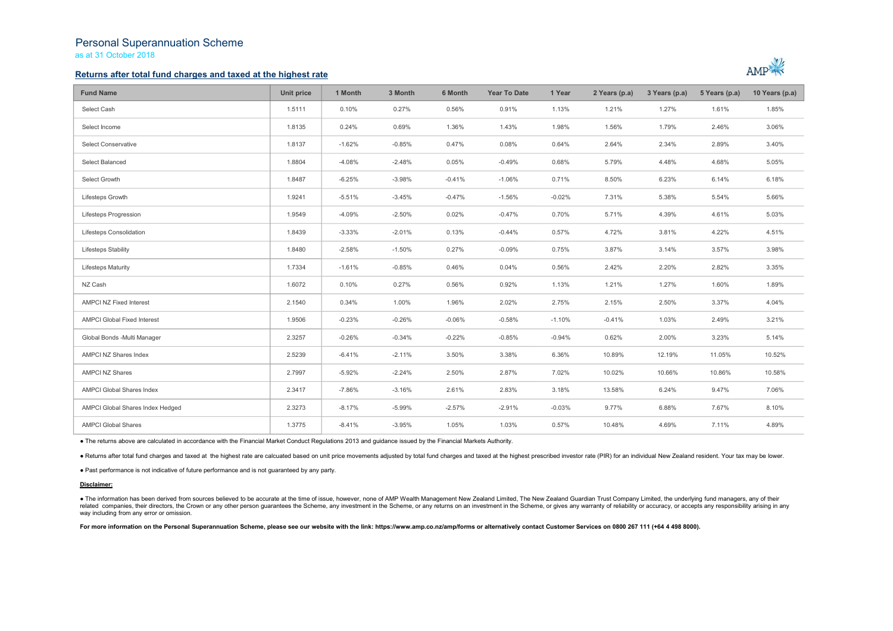# Personal Superannuation Scheme

as at 31 October 2018

## Returns after total fund charges and taxed at the highest rate

| Fund Name | Unit price | 1 Month | 3 Month | 6 Month | Year To Date | 1 Year | 2 Years (p.a) | 3 Years (p.a) | 5 Years (p.a) | 10 Years (p.a) |
|---|---|---|---|---|---|---|---|---|---|---|
| Select Cash | 1.5111 | 0.10% | 0.27% | 0.56% | 0.91% | 1.13% | 1.21% | 1.27% | 1.61% | 1.85% |
| Select Income | 1.8135 | 0.24% | 0.69% | 1.36% | 1.43% | 1.98% | 1.56% | 1.79% | 2.46% | 3.06% |
| Select Conservative | 1.8137 | -1.62% | -0.85% | 0.47% | 0.08% | 0.64% | 2.64% | 2.34% | 2.89% | 3.40% |
| Select Balanced | 1.8804 | -4.08% | -2.48% | 0.05% | -0.49% | 0.68% | 5.79% | 4.48% | 4.68% | 5.05% |
| Select Growth | 1.8487 | -6.25% | -3.98% | -0.41% | -1.06% | 0.71% | 8.50% | 6.23% | 6.14% | 6.18% |
| Lifesteps Growth | 1.9241 | -5.51% | -3.45% | -0.47% | -1.56% | -0.02% | 7.31% | 5.38% | 5.54% | 5.66% |
| Lifesteps Progression | 1.9549 | -4.09% | -2.50% | 0.02% | -0.47% | 0.70% | 5.71% | 4.39% | 4.61% | 5.03% |
| Lifesteps Consolidation | 1.8439 | -3.33% | -2.01% | 0.13% | -0.44% | 0.57% | 4.72% | 3.81% | 4.22% | 4.51% |
| Lifesteps Stability | 1.8480 | -2.58% | -1.50% | 0.27% | -0.09% | 0.75% | 3.87% | 3.14% | 3.57% | 3.98% |
| Lifesteps Maturity | 1.7334 | -1.61% | -0.85% | 0.46% | 0.04% | 0.56% | 2.42% | 2.20% | 2.82% | 3.35% |
| NZ Cash | 1.6072 | 0.10% | 0.27% | 0.56% | 0.92% | 1.13% | 1.21% | 1.27% | 1.60% | 1.89% |
| AMPCI NZ Fixed Interest | 2.1540 | 0.34% | 1.00% | 1.96% | 2.02% | 2.75% | 2.15% | 2.50% | 3.37% | 4.04% |
| AMPCI Global Fixed Interest | 1.9506 | -0.23% | -0.26% | -0.06% | -0.58% | -1.10% | -0.41% | 1.03% | 2.49% | 3.21% |
| Global Bonds -Multi Manager | 2.3257 | -0.26% | -0.34% | -0.22% | -0.85% | -0.94% | 0.62% | 2.00% | 3.23% | 5.14% |
| AMPCI NZ Shares Index | 2.5239 | -6.41% | -2.11% | 3.50% | 3.38% | 6.36% | 10.89% | 12.19% | 11.05% | 10.52% |
| AMPCI NZ Shares | 2.7997 | -5.92% | -2.24% | 2.50% | 2.87% | 7.02% | 10.02% | 10.66% | 10.86% | 10.58% |
| AMPCI Global Shares Index | 2.3417 | -7.86% | -3.16% | 2.61% | 2.83% | 3.18% | 13.58% | 6.24% | 9.47% | 7.06% |
| AMPCI Global Shares Index Hedged | 2.3273 | -8.17% | -5.99% | -2.57% | -2.91% | -0.03% | 9.77% | 6.88% | 7.67% | 8.10% |
| AMPCI Global Shares | 1.3775 | -8.41% | -3.95% | 1.05% | 1.03% | 0.57% | 10.48% | 4.69% | 7.11% | 4.89% |

- The returns above are calculated in accordance with the Financial Market Conduct Regulations 2013 and guidance issued by the Financial Markets Authority.
- Returns after total fund charges and taxed at the highest rate are calcuated based on unit price movements adjusted by total fund charges and taxed at the highest prescribed investor rate (PIR) for an individual New Zealand resident. Your tax may be lower.
- Past performance is not indicative of future performance and is not guaranteed by any party.

**Disclaimer:**

- The information has been derived from sources believed to be accurate at the time of issue, however, none of AMP Wealth Management New Zealand Limited, The New Zealand Guardian Trust Company Limited, the underlying fund managers, any of their related companies, their directors, the Crown or any other person guarantees the Scheme, any investment in the Scheme, or any returns on an investment in the Scheme, or gives any warranty of reliability or accuracy, or accepts any responsibility arising in any way including from any error or omission.

**For more information on the Personal Superannuation Scheme, please see our website with the link: https://www.amp.co.nz/amp/forms or alternatively contact Customer Services on 0800 267 111 (+64 4 498 8000).**